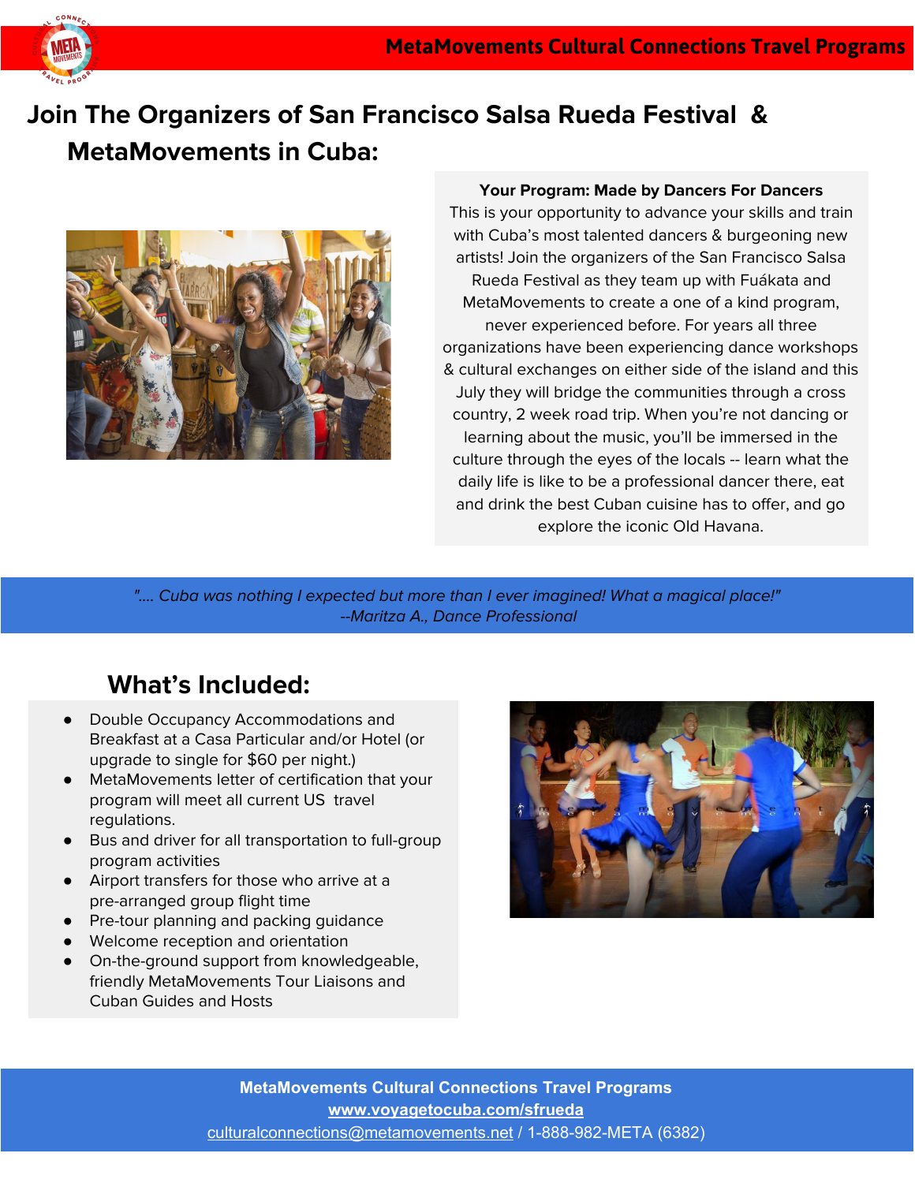# MetaMovements Cultural Connections Travel Programs

## Join The Organizers of San Francisco Salsa Rueda Festival & MetaMovements in Cuba:

**Your Program: Made by Dancers For Dancers**

This is your opportunity to advance your skills and train with Cuba's most talented dancers & burgeoning new artists! Join the organizers of the San Francisco Salsa Rueda Festival as they team up with Fuákata and MetaMovements to create a one of a kind program, never experienced before. For years all three organizations have been experiencing dance workshops & cultural exchanges on either side of the island and this July they will bridge the communities through a cross country, 2 week road trip. When you're not dancing or learning about the music, you'll be immersed in the culture through the eyes of the locals -- learn what the daily life is like to be a professional dancer there, eat and drink the best Cuban cuisine has to offer, and go explore the iconic Old Havana.

*".... Cuba was nothing I expected but more than I ever imagined! What a magical place!"*
*--Maritza A., Dance Professional*

## What's Included:

- Double Occupancy Accommodations and Breakfast at a Casa Particular and/or Hotel (or upgrade to single for $60 per night.)
- MetaMovements letter of certification that your program will meet all current US travel regulations.
- Bus and driver for all transportation to full-group program activities
- Airport transfers for those who arrive at a pre-arranged group flight time
- Pre-tour planning and packing guidance
- Welcome reception and orientation
- On-the-ground support from knowledgeable, friendly MetaMovements Tour Liaisons and Cuban Guides and Hosts

**MetaMovements Cultural Connections Travel Programs**
**www.voyagetocuba.com/sfrueda**
culturalconnections@metamovements.net / 1-888-982-META (6382)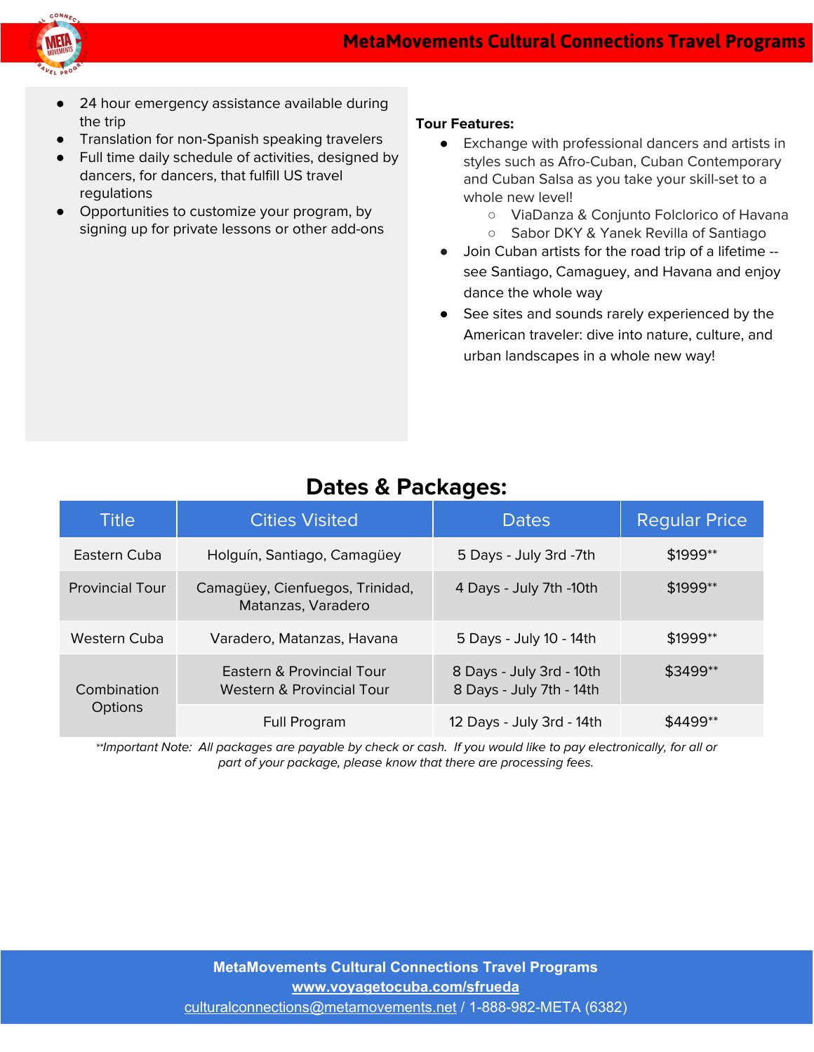- 24 hour emergency assistance available during the trip
- Translation for non-Spanish speaking travelers
- Full time daily schedule of activities, designed by dancers, for dancers, that fulfill US travel regulations
- Opportunities to customize your program, by signing up for private lessons or other add-ons

**Tour Features:**

- Exchange with professional dancers and artists in styles such as Afro-Cuban, Cuban Contemporary and Cuban Salsa as you take your skill-set to a whole new level!
  - ViaDanza & Conjunto Folclorico of Havana
  - Sabor DKY & Yanek Revilla of Santiago
- Join Cuban artists for the road trip of a lifetime -- see Santiago, Camaguey, and Havana and enjoy dance the whole way
- See sites and sounds rarely experienced by the American traveler: dive into nature, culture, and urban landscapes in a whole new way!

## Dates & Packages:

| Title | Cities Visited | Dates | Regular Price |
|---|---|---|---|
| Eastern Cuba | Holguín, Santiago, Camagüey | 5 Days - July 3rd -7th | $1999** |
| Provincial Tour | Camagüey, Cienfuegos, Trinidad, Matanzas, Varadero | 4 Days - July 7th -10th | $1999** |
| Western Cuba | Varadero, Matanzas, Havana | 5 Days - July 10 - 14th | $1999** |
| Combination Options | Eastern & Provincial Tour<br>Western & Provincial Tour | 8 Days - July 3rd - 10th<br>8 Days - July 7th - 14th | $3499** |
| | Full Program | 12 Days - July 3rd - 14th | $4499** |

*\*\*Important Note: All packages are payable by check or cash. If you would like to pay electronically, for all or part of your package, please know that there are processing fees.*

**MetaMovements Cultural Connections Travel Programs**
**www.voyagetocuba.com/sfrueda**
culturalconnections@metamovements.net / 1-888-982-META (6382)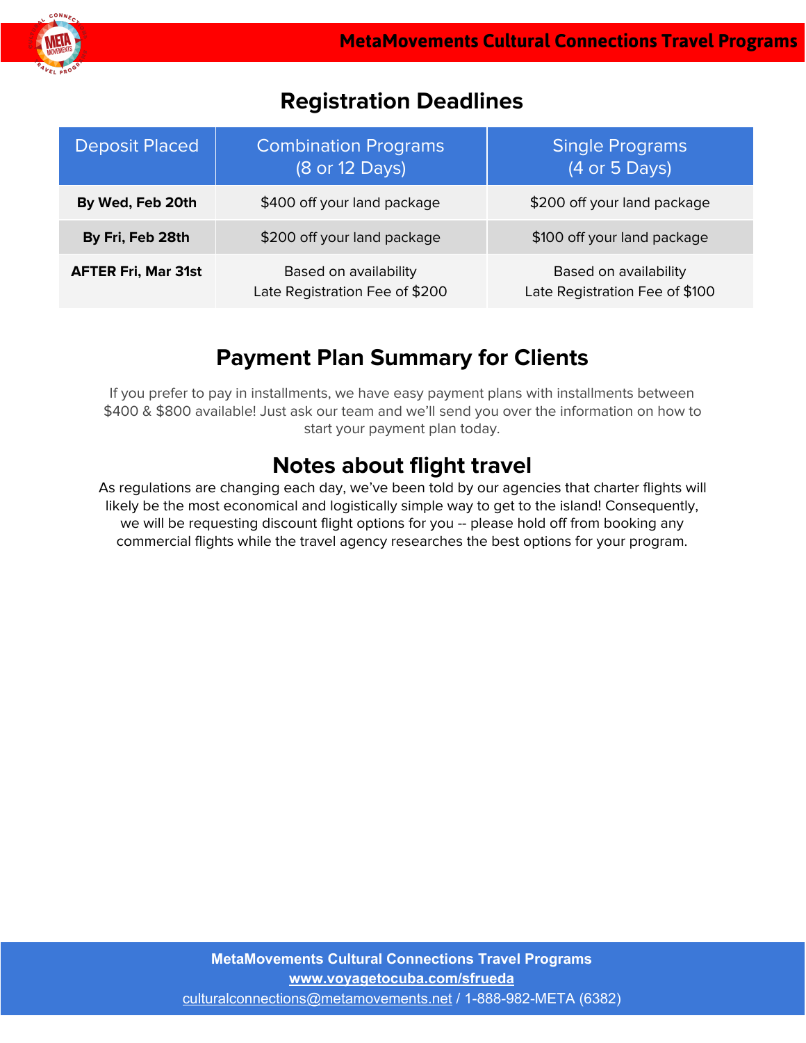## Registration Deadlines

| Deposit Placed | Combination Programs (8 or 12 Days) | Single Programs (4 or 5 Days) |
|---|---|---|
| **By Wed, Feb 20th** | $400 off your land package | $200 off your land package |
| **By Fri, Feb 28th** | $200 off your land package | $100 off your land package |
| **AFTER Fri, Mar 31st** | Based on availability<br>Late Registration Fee of $200 | Based on availability<br>Late Registration Fee of $100 |

## Payment Plan Summary for Clients

If you prefer to pay in installments, we have easy payment plans with installments between $400 & $800 available! Just ask our team and we'll send you over the information on how to start your payment plan today.

## Notes about flight travel

As regulations are changing each day, we've been told by our agencies that charter flights will likely be the most economical and logistically simple way to get to the island! Consequently, we will be requesting discount flight options for you -- please hold off from booking any commercial flights while the travel agency researches the best options for your program.